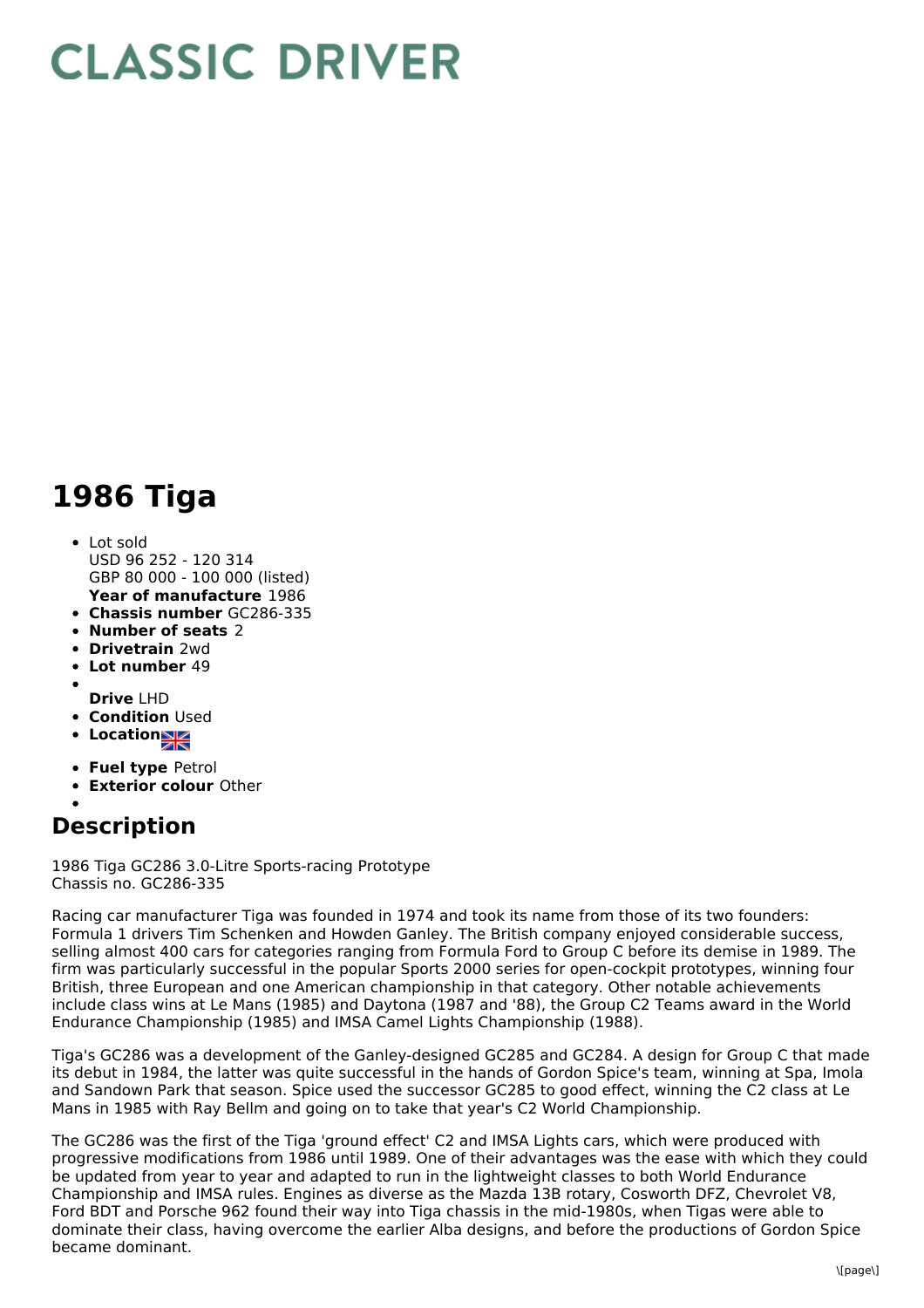# CLASSIC DRIVER

# 1986 Tiga

- Lot sold
  USD 96 252 - 120 314
  GBP 80 000 - 100 000 (listed)
  **Year of manufacture** 1986
- **Chassis number** GC286-335
- **Number of seats** 2
- **Drivetrain** 2wd
- **Lot number** 49
- **Drive** LHD
- **Condition** Used
- **Location**
- **Fuel type** Petrol
- **Exterior colour** Other

## Description

1986 Tiga GC286 3.0-Litre Sports-racing Prototype
Chassis no. GC286-335

Racing car manufacturer Tiga was founded in 1974 and took its name from those of its two founders: Formula 1 drivers Tim Schenken and Howden Ganley. The British company enjoyed considerable success, selling almost 400 cars for categories ranging from Formula Ford to Group C before its demise in 1989. The firm was particularly successful in the popular Sports 2000 series for open-cockpit prototypes, winning four British, three European and one American championship in that category. Other notable achievements include class wins at Le Mans (1985) and Daytona (1987 and '88), the Group C2 Teams award in the World Endurance Championship (1985) and IMSA Camel Lights Championship (1988).

Tiga's GC286 was a development of the Ganley-designed GC285 and GC284. A design for Group C that made its debut in 1984, the latter was quite successful in the hands of Gordon Spice's team, winning at Spa, Imola and Sandown Park that season. Spice used the successor GC285 to good effect, winning the C2 class at Le Mans in 1985 with Ray Bellm and going on to take that year's C2 World Championship.

The GC286 was the first of the Tiga 'ground effect' C2 and IMSA Lights cars, which were produced with progressive modifications from 1986 until 1989. One of their advantages was the ease with which they could be updated from year to year and adapted to run in the lightweight classes to both World Endurance Championship and IMSA rules. Engines as diverse as the Mazda 13B rotary, Cosworth DFZ, Chevrolet V8, Ford BDT and Porsche 962 found their way into Tiga chassis in the mid-1980s, when Tigas were able to dominate their class, having overcome the earlier Alba designs, and before the productions of Gordon Spice became dominant.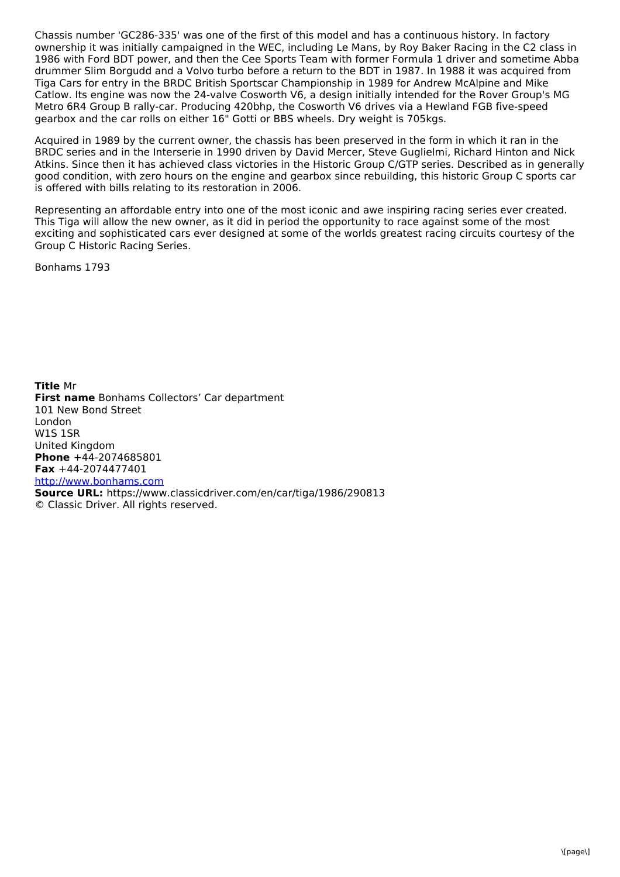Chassis number 'GC286-335' was one of the first of this model and has a continuous history. In factory ownership it was initially campaigned in the WEC, including Le Mans, by Roy Baker Racing in the C2 class in 1986 with Ford BDT power, and then the Cee Sports Team with former Formula 1 driver and sometime Abba drummer Slim Borgudd and a Volvo turbo before a return to the BDT in 1987. In 1988 it was acquired from Tiga Cars for entry in the BRDC British Sportscar Championship in 1989 for Andrew McAlpine and Mike Catlow. Its engine was now the 24-valve Cosworth V6, a design initially intended for the Rover Group's MG Metro 6R4 Group B rally-car. Producing 420bhp, the Cosworth V6 drives via a Hewland FGB five-speed gearbox and the car rolls on either 16" Gotti or BBS wheels. Dry weight is 705kgs.

Acquired in 1989 by the current owner, the chassis has been preserved in the form in which it ran in the BRDC series and in the Interserie in 1990 driven by David Mercer, Steve Guglielmi, Richard Hinton and Nick Atkins. Since then it has achieved class victories in the Historic Group C/GTP series. Described as in generally good condition, with zero hours on the engine and gearbox since rebuilding, this historic Group C sports car is offered with bills relating to its restoration in 2006.

Representing an affordable entry into one of the most iconic and awe inspiring racing series ever created. This Tiga will allow the new owner, as it did in period the opportunity to race against some of the most exciting and sophisticated cars ever designed at some of the worlds greatest racing circuits courtesy of the Group C Historic Racing Series.

Bonhams 1793

**Title** Mr
**First name** Bonhams Collectors' Car department
101 New Bond Street
London
W1S 1SR
United Kingdom
**Phone** +44-2074685801
**Fax** +44-2074477401
[http://www.bonhams.com](http://www.bonhams.com)
**Source URL:** https://www.classicdriver.com/en/car/tiga/1986/290813
© Classic Driver. All rights reserved.